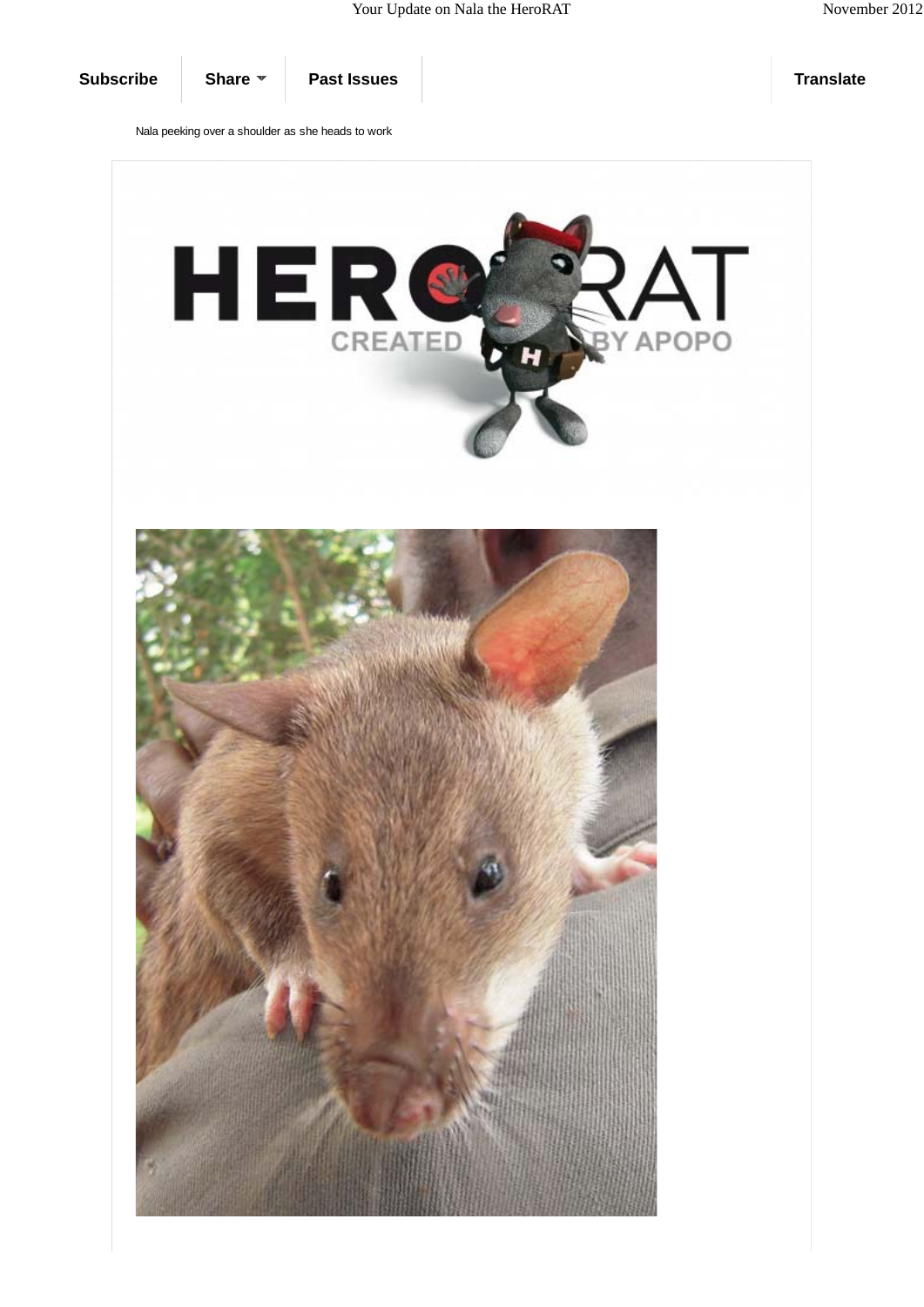Subscribe | Share | Past Issues | Translate

Nala peeking over a shoulder as she heads to work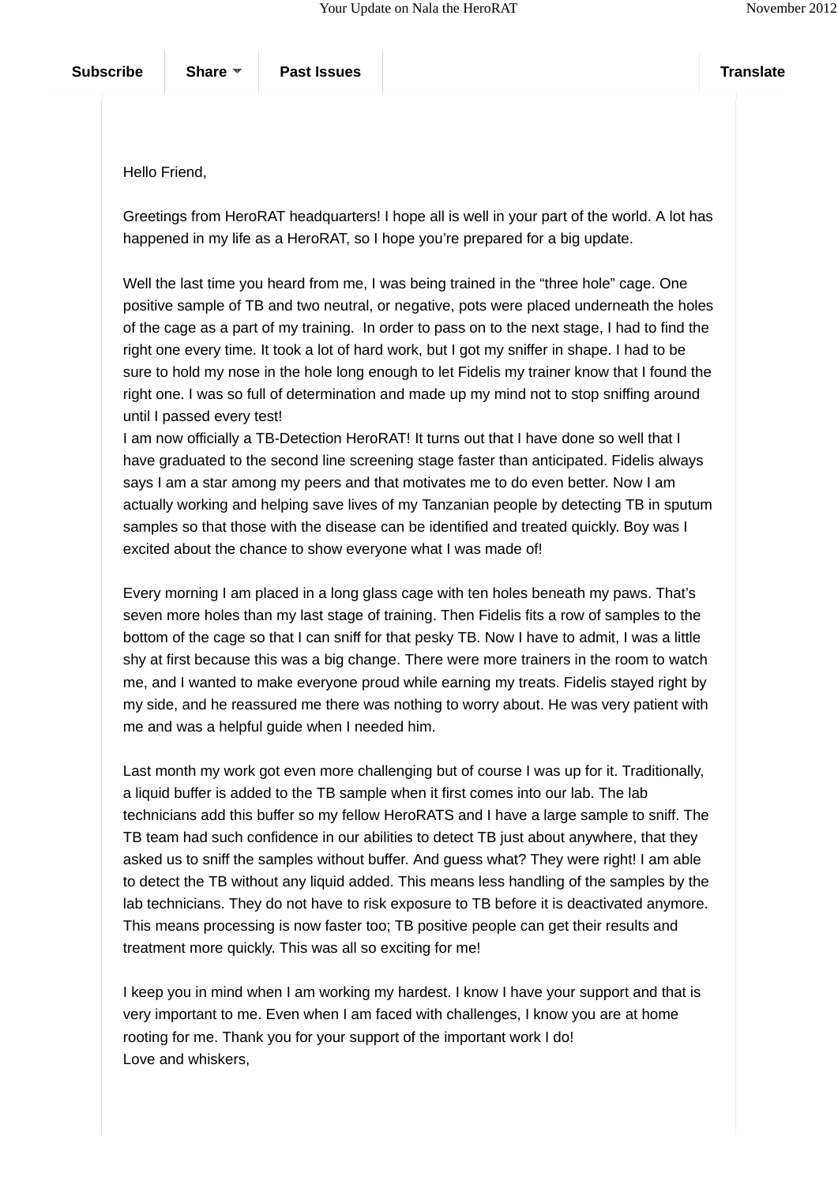Hello Friend,

Greetings from HeroRAT headquarters! I hope all is well in your part of the world. A lot has happened in my life as a HeroRAT, so I hope you're prepared for a big update.

Well the last time you heard from me, I was being trained in the "three hole" cage. One positive sample of TB and two neutral, or negative, pots were placed underneath the holes of the cage as a part of my training. In order to pass on to the next stage, I had to find the right one every time. It took a lot of hard work, but I got my sniffer in shape. I had to be sure to hold my nose in the hole long enough to let Fidelis my trainer know that I found the right one. I was so full of determination and made up my mind not to stop sniffing around until I passed every test!

I am now officially a TB-Detection HeroRAT! It turns out that I have done so well that I have graduated to the second line screening stage faster than anticipated. Fidelis always says I am a star among my peers and that motivates me to do even better. Now I am actually working and helping save lives of my Tanzanian people by detecting TB in sputum samples so that those with the disease can be identified and treated quickly. Boy was I excited about the chance to show everyone what I was made of!

Every morning I am placed in a long glass cage with ten holes beneath my paws. That's seven more holes than my last stage of training. Then Fidelis fits a row of samples to the bottom of the cage so that I can sniff for that pesky TB. Now I have to admit, I was a little shy at first because this was a big change. There were more trainers in the room to watch me, and I wanted to make everyone proud while earning my treats. Fidelis stayed right by my side, and he reassured me there was nothing to worry about. He was very patient with me and was a helpful guide when I needed him.

Last month my work got even more challenging but of course I was up for it. Traditionally, a liquid buffer is added to the TB sample when it first comes into our lab. The lab technicians add this buffer so my fellow HeroRATS and I have a large sample to sniff. The TB team had such confidence in our abilities to detect TB just about anywhere, that they asked us to sniff the samples without buffer. And guess what? They were right! I am able to detect the TB without any liquid added. This means less handling of the samples by the lab technicians. They do not have to risk exposure to TB before it is deactivated anymore. This means processing is now faster too; TB positive people can get their results and treatment more quickly. This was all so exciting for me!

I keep you in mind when I am working my hardest. I know I have your support and that is very important to me. Even when I am faced with challenges, I know you are at home rooting for me. Thank you for your support of the important work I do!

Love and whiskers,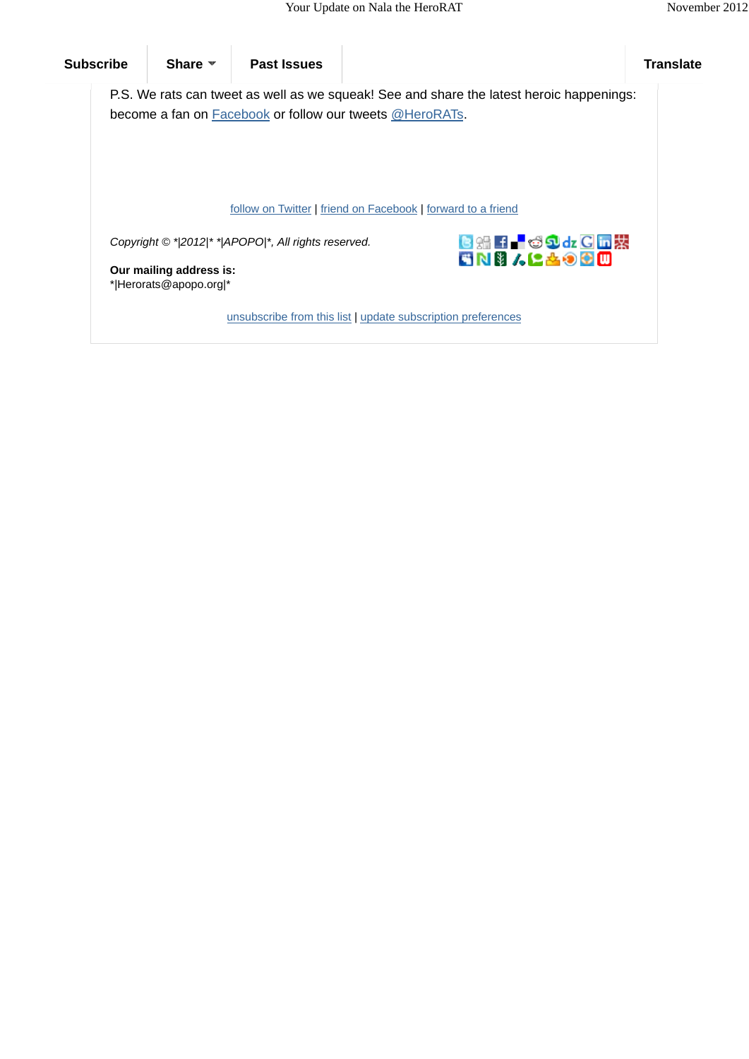Subscribe | Share | Past Issues | Translate

P.S. We rats can tweet as well as we squeak! See and share the latest heroic happenings: become a fan on Facebook or follow our tweets @HeroRATs.

follow on Twitter | friend on Facebook | forward to a friend

*Copyright © *|2012|* *|APOPO|*, All rights reserved.*

**Our mailing address is:**
*|Herorats@apopo.org|*

unsubscribe from this list | update subscription preferences